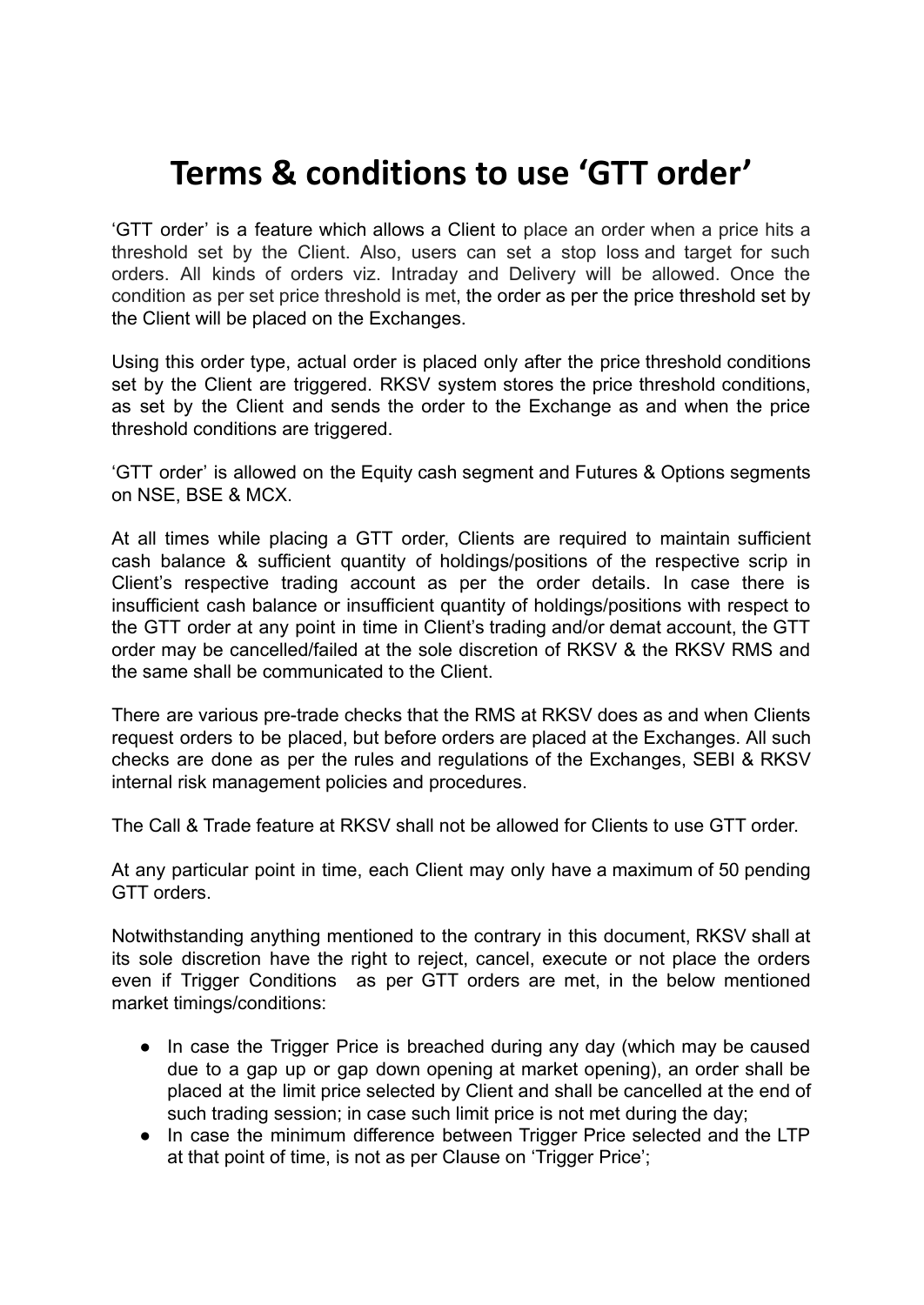# Terms & conditions to use 'GTT order'

'GTT order' is a feature which allows a Client to place an order when a price hits a threshold set by the Client. Also, users can set a stop loss and target for such orders. All kinds of orders viz. Intraday and Delivery will be allowed. Once the condition as per set price threshold is met, the order as per the price threshold set by the Client will be placed on the Exchanges.

Using this order type, actual order is placed only after the price threshold conditions set by the Client are triggered. RKSV system stores the price threshold conditions, as set by the Client and sends the order to the Exchange as and when the price threshold conditions are triggered.

'GTT order' is allowed on the Equity cash segment and Futures & Options segments on NSE, BSE & MCX.

At all times while placing a GTT order, Clients are required to maintain sufficient cash balance & sufficient quantity of holdings/positions of the respective scrip in Client's respective trading account as per the order details. In case there is insufficient cash balance or insufficient quantity of holdings/positions with respect to the GTT order at any point in time in Client's trading and/or demat account, the GTT order may be cancelled/failed at the sole discretion of RKSV & the RKSV RMS and the same shall be communicated to the Client.

There are various pre-trade checks that the RMS at RKSV does as and when Clients request orders to be placed, but before orders are placed at the Exchanges. All such checks are done as per the rules and regulations of the Exchanges, SEBI & RKSV internal risk management policies and procedures.

The Call & Trade feature at RKSV shall not be allowed for Clients to use GTT order.

At any particular point in time, each Client may only have a maximum of 50 pending GTT orders.

Notwithstanding anything mentioned to the contrary in this document, RKSV shall at its sole discretion have the right to reject, cancel, execute or not place the orders even if Trigger Conditions as per GTT orders are met, in the below mentioned market timings/conditions:

- In case the Trigger Price is breached during any day (which may be caused due to a gap up or gap down opening at market opening), an order shall be placed at the limit price selected by Client and shall be cancelled at the end of such trading session; in case such limit price is not met during the day;
- In case the minimum difference between Trigger Price selected and the LTP at that point of time, is not as per Clause on 'Trigger Price';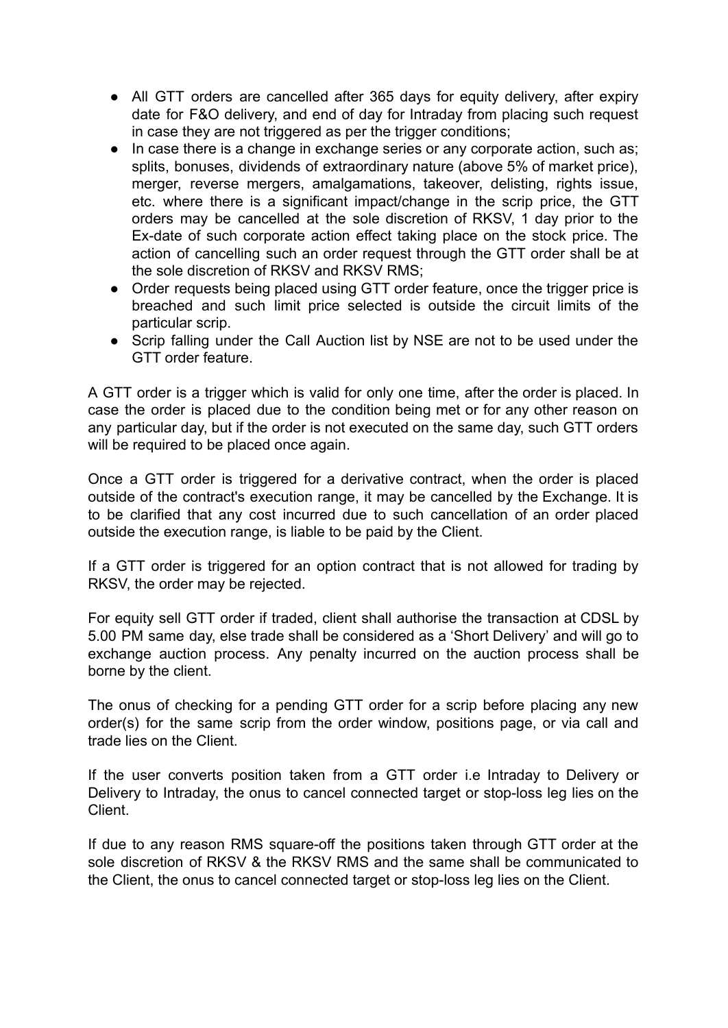- All GTT orders are cancelled after 365 days for equity delivery, after expiry date for F&O delivery, and end of day for Intraday from placing such request in case they are not triggered as per the trigger conditions;
- In case there is a change in exchange series or any corporate action, such as; splits, bonuses, dividends of extraordinary nature (above 5% of market price), merger, reverse mergers, amalgamations, takeover, delisting, rights issue, etc. where there is a significant impact/change in the scrip price, the GTT orders may be cancelled at the sole discretion of RKSV, 1 day prior to the Ex-date of such corporate action effect taking place on the stock price. The action of cancelling such an order request through the GTT order shall be at the sole discretion of RKSV and RKSV RMS;
- Order requests being placed using GTT order feature, once the trigger price is breached and such limit price selected is outside the circuit limits of the particular scrip.
- Scrip falling under the Call Auction list by NSE are not to be used under the GTT order feature.

A GTT order is a trigger which is valid for only one time, after the order is placed. In case the order is placed due to the condition being met or for any other reason on any particular day, but if the order is not executed on the same day, such GTT orders will be required to be placed once again.

Once a GTT order is triggered for a derivative contract, when the order is placed outside of the contract's execution range, it may be cancelled by the Exchange. It is to be clarified that any cost incurred due to such cancellation of an order placed outside the execution range, is liable to be paid by the Client.

If a GTT order is triggered for an option contract that is not allowed for trading by RKSV, the order may be rejected.

For equity sell GTT order if traded, client shall authorise the transaction at CDSL by 5.00 PM same day, else trade shall be considered as a 'Short Delivery' and will go to exchange auction process. Any penalty incurred on the auction process shall be borne by the client.

The onus of checking for a pending GTT order for a scrip before placing any new order(s) for the same scrip from the order window, positions page, or via call and trade lies on the Client.

If the user converts position taken from a GTT order i.e Intraday to Delivery or Delivery to Intraday, the onus to cancel connected target or stop-loss leg lies on the Client.

If due to any reason RMS square-off the positions taken through GTT order at the sole discretion of RKSV & the RKSV RMS and the same shall be communicated to the Client, the onus to cancel connected target or stop-loss leg lies on the Client.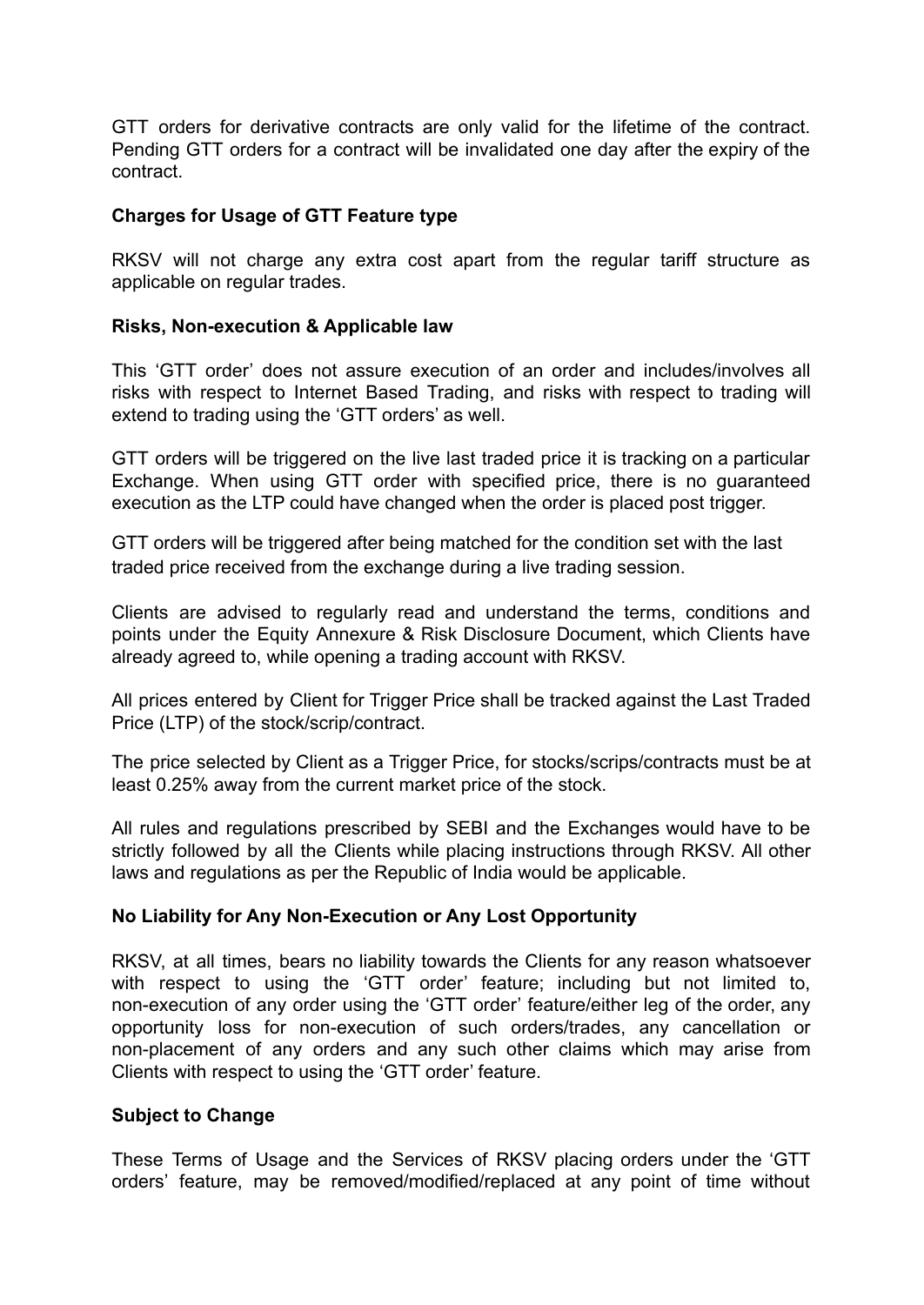GTT orders for derivative contracts are only valid for the lifetime of the contract. Pending GTT orders for a contract will be invalidated one day after the expiry of the contract.

**Charges for Usage of GTT Feature type**

RKSV will not charge any extra cost apart from the regular tariff structure as applicable on regular trades.

**Risks, Non-execution & Applicable law**

This 'GTT order' does not assure execution of an order and includes/involves all risks with respect to Internet Based Trading, and risks with respect to trading will extend to trading using the 'GTT orders' as well.

GTT orders will be triggered on the live last traded price it is tracking on a particular Exchange. When using GTT order with specified price, there is no guaranteed execution as the LTP could have changed when the order is placed post trigger.

GTT orders will be triggered after being matched for the condition set with the last traded price received from the exchange during a live trading session.

Clients are advised to regularly read and understand the terms, conditions and points under the Equity Annexure & Risk Disclosure Document, which Clients have already agreed to, while opening a trading account with RKSV.

All prices entered by Client for Trigger Price shall be tracked against the Last Traded Price (LTP) of the stock/scrip/contract.

The price selected by Client as a Trigger Price, for stocks/scrips/contracts must be at least 0.25% away from the current market price of the stock.

All rules and regulations prescribed by SEBI and the Exchanges would have to be strictly followed by all the Clients while placing instructions through RKSV. All other laws and regulations as per the Republic of India would be applicable.

**No Liability for Any Non-Execution or Any Lost Opportunity**

RKSV, at all times, bears no liability towards the Clients for any reason whatsoever with respect to using the 'GTT order' feature; including but not limited to, non-execution of any order using the 'GTT order' feature/either leg of the order, any opportunity loss for non-execution of such orders/trades, any cancellation or non-placement of any orders and any such other claims which may arise from Clients with respect to using the 'GTT order' feature.

**Subject to Change**

These Terms of Usage and the Services of RKSV placing orders under the 'GTT orders' feature, may be removed/modified/replaced at any point of time without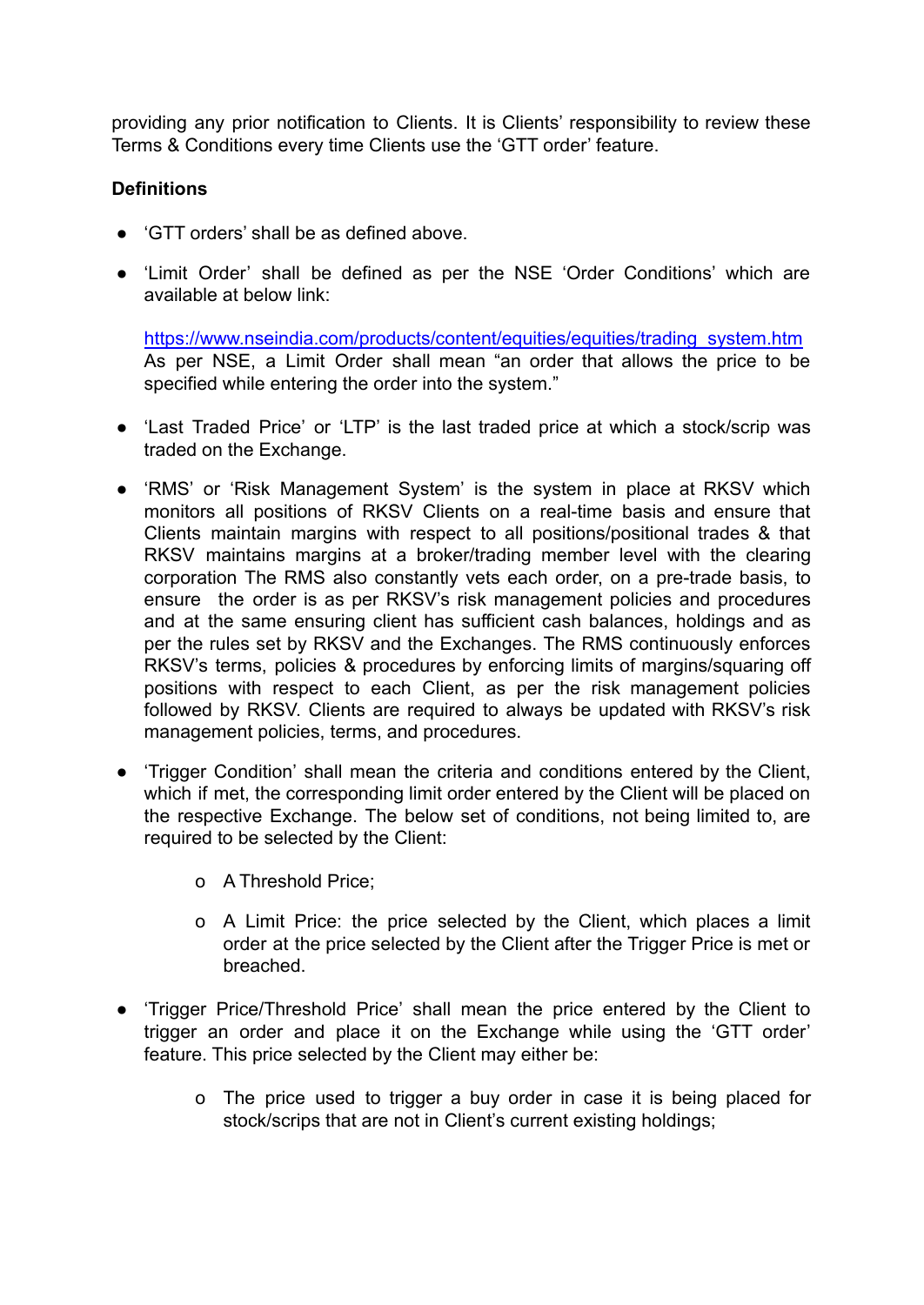providing any prior notification to Clients. It is Clients' responsibility to review these Terms & Conditions every time Clients use the 'GTT order' feature.

**Definitions**

- 'GTT orders' shall be as defined above.

- 'Limit Order' shall be defined as per the NSE 'Order Conditions' which are available at below link:

  [https://www.nseindia.com/products/content/equities/equities/trading_system.htm](https://www.nseindia.com/products/content/equities/equities/trading_system.htm)
  As per NSE, a Limit Order shall mean "an order that allows the price to be specified while entering the order into the system."

- 'Last Traded Price' or 'LTP' is the last traded price at which a stock/scrip was traded on the Exchange.

- 'RMS' or 'Risk Management System' is the system in place at RKSV which monitors all positions of RKSV Clients on a real-time basis and ensure that Clients maintain margins with respect to all positions/positional trades & that RKSV maintains margins at a broker/trading member level with the clearing corporation The RMS also constantly vets each order, on a pre-trade basis, to ensure the order is as per RKSV's risk management policies and procedures and at the same ensuring client has sufficient cash balances, holdings and as per the rules set by RKSV and the Exchanges. The RMS continuously enforces RKSV's terms, policies & procedures by enforcing limits of margins/squaring off positions with respect to each Client, as per the risk management policies followed by RKSV. Clients are required to always be updated with RKSV's risk management policies, terms, and procedures.

- 'Trigger Condition' shall mean the criteria and conditions entered by the Client, which if met, the corresponding limit order entered by the Client will be placed on the respective Exchange. The below set of conditions, not being limited to, are required to be selected by the Client:

  - A Threshold Price;

  - A Limit Price: the price selected by the Client, which places a limit order at the price selected by the Client after the Trigger Price is met or breached.

- 'Trigger Price/Threshold Price' shall mean the price entered by the Client to trigger an order and place it on the Exchange while using the 'GTT order' feature. This price selected by the Client may either be:

  - The price used to trigger a buy order in case it is being placed for stock/scrips that are not in Client's current existing holdings;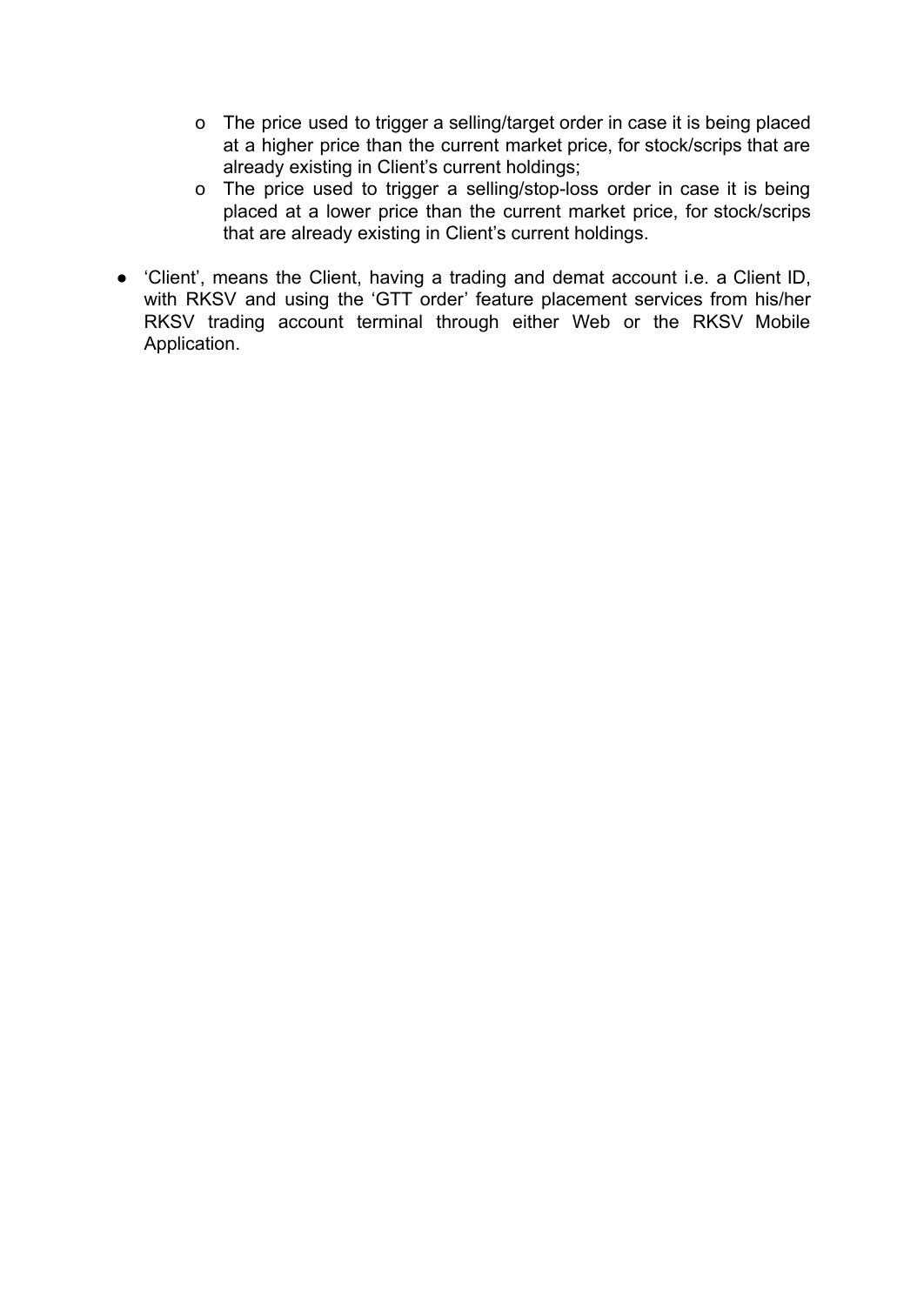- The price used to trigger a selling/target order in case it is being placed at a higher price than the current market price, for stock/scrips that are already existing in Client's current holdings;
  - The price used to trigger a selling/stop-loss order in case it is being placed at a lower price than the current market price, for stock/scrips that are already existing in Client's current holdings.

- 'Client', means the Client, having a trading and demat account i.e. a Client ID, with RKSV and using the 'GTT order' feature placement services from his/her RKSV trading account terminal through either Web or the RKSV Mobile Application.